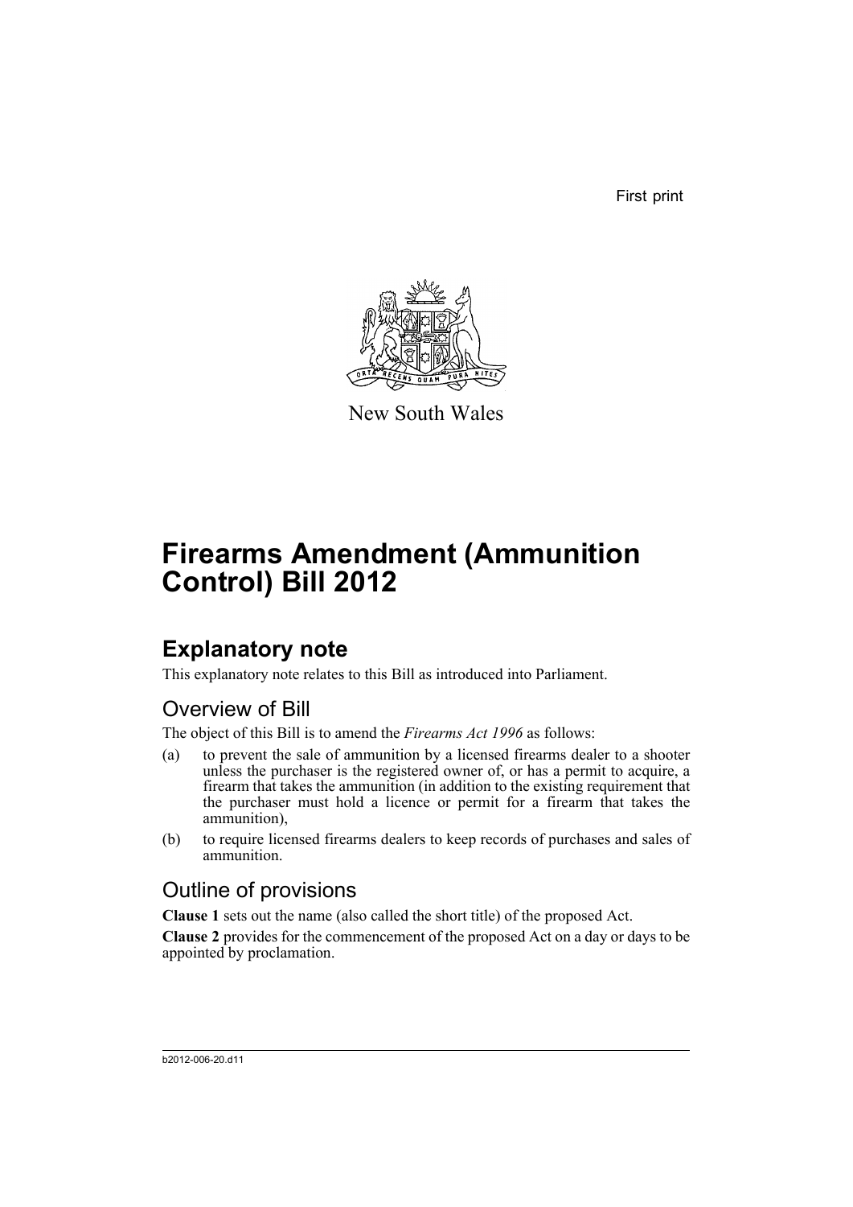First print

New South Wales

# Firearms Amendment (Ammunition Control) Bill 2012

## Explanatory note

This explanatory note relates to this Bill as introduced into Parliament.

### Overview of Bill

The object of this Bill is to amend the *Firearms Act 1996* as follows:

(a) to prevent the sale of ammunition by a licensed firearms dealer to a shooter unless the purchaser is the registered owner of, or has a permit to acquire, a firearm that takes the ammunition (in addition to the existing requirement that the purchaser must hold a licence or permit for a firearm that takes the ammunition),

(b) to require licensed firearms dealers to keep records of purchases and sales of ammunition.

### Outline of provisions

**Clause 1** sets out the name (also called the short title) of the proposed Act.

**Clause 2** provides for the commencement of the proposed Act on a day or days to be appointed by proclamation.

b2012-006-20.d11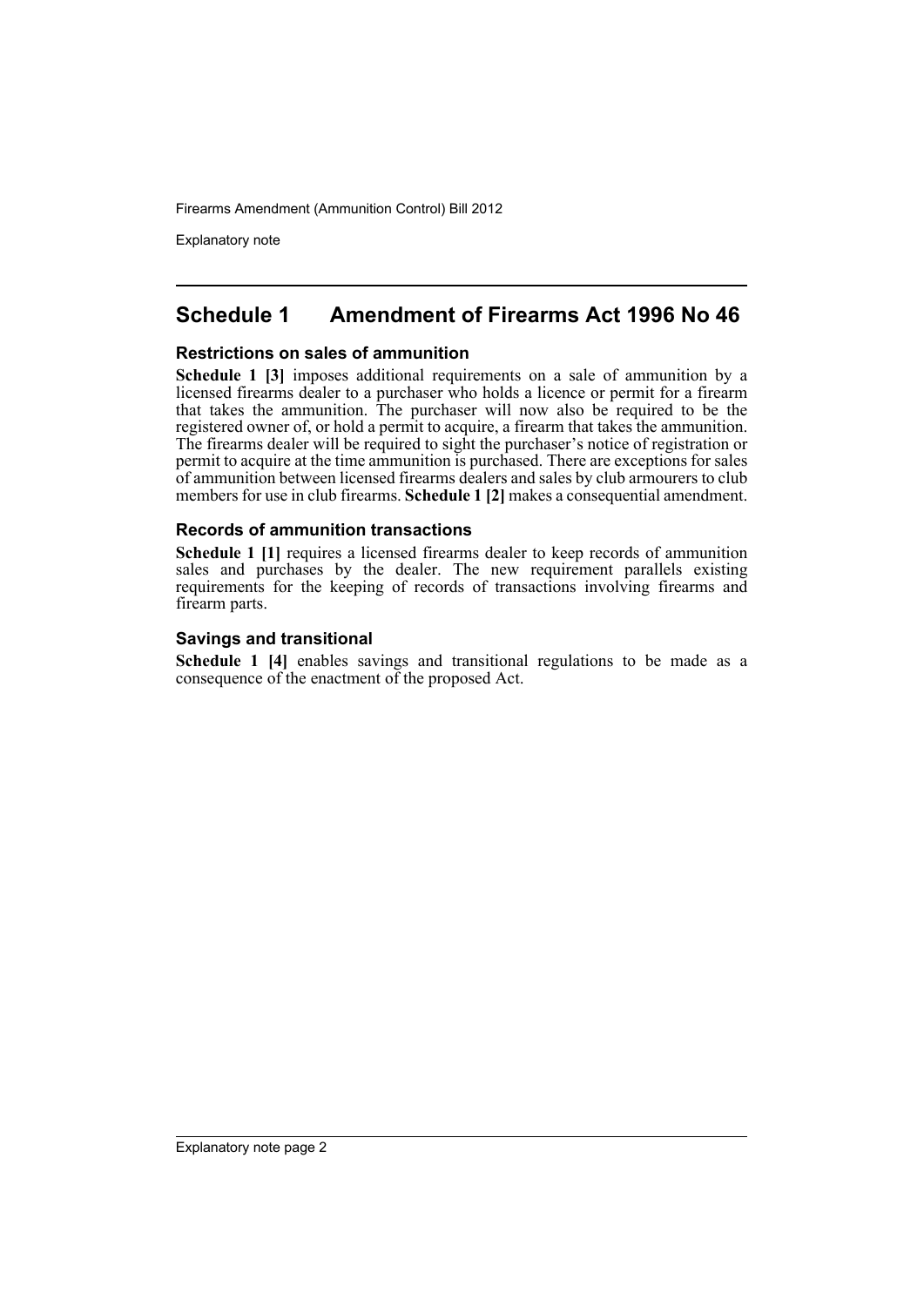## Schedule 1 Amendment of Firearms Act 1996 No 46

### Restrictions on sales of ammunition

**Schedule 1 [3]** imposes additional requirements on a sale of ammunition by a licensed firearms dealer to a purchaser who holds a licence or permit for a firearm that takes the ammunition. The purchaser will now also be required to be the registered owner of, or hold a permit to acquire, a firearm that takes the ammunition. The firearms dealer will be required to sight the purchaser's notice of registration or permit to acquire at the time ammunition is purchased. There are exceptions for sales of ammunition between licensed firearms dealers and sales by club armourers to club members for use in club firearms. **Schedule 1 [2]** makes a consequential amendment.

### Records of ammunition transactions

**Schedule 1 [1]** requires a licensed firearms dealer to keep records of ammunition sales and purchases by the dealer. The new requirement parallels existing requirements for the keeping of records of transactions involving firearms and firearm parts.

### Savings and transitional

**Schedule 1 [4]** enables savings and transitional regulations to be made as a consequence of the enactment of the proposed Act.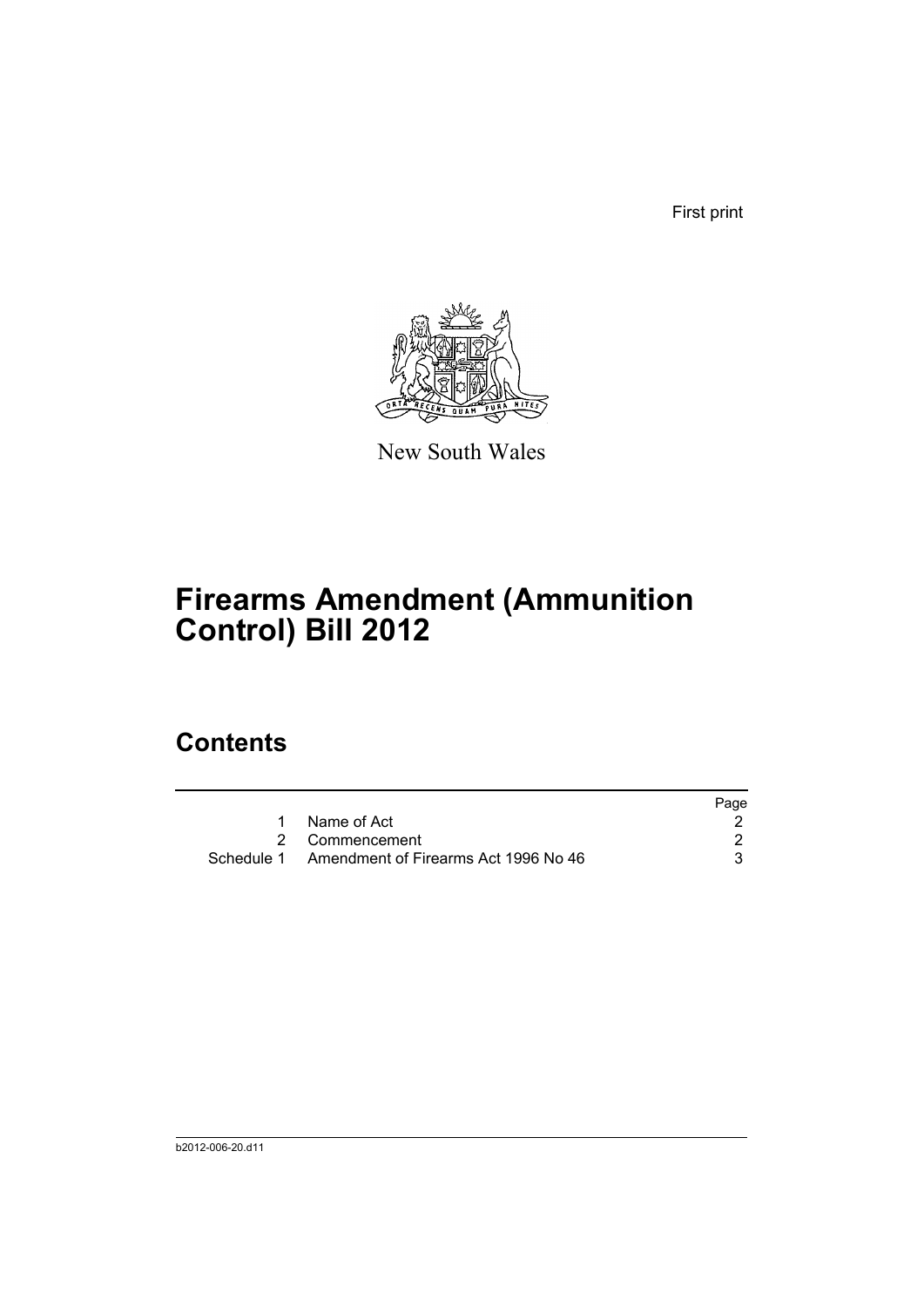First print

New South Wales

# Firearms Amendment (Ammunition Control) Bill 2012

## Contents

| | | Page |
|---|---|---|
| 1 | Name of Act | 2 |
| 2 | Commencement | 2 |
| Schedule 1 | Amendment of Firearms Act 1996 No 46 | 3 |

b2012-006-20.d11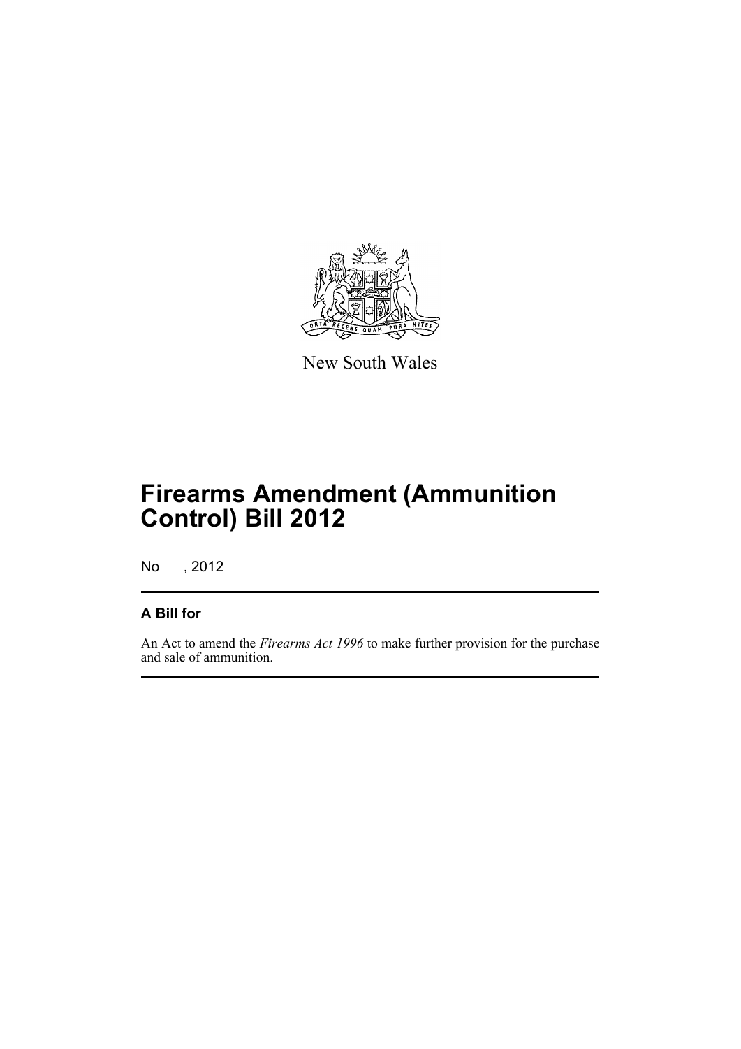New South Wales

# Firearms Amendment (Ammunition Control) Bill 2012

No , 2012

## A Bill for

An Act to amend the *Firearms Act 1996* to make further provision for the purchase and sale of ammunition.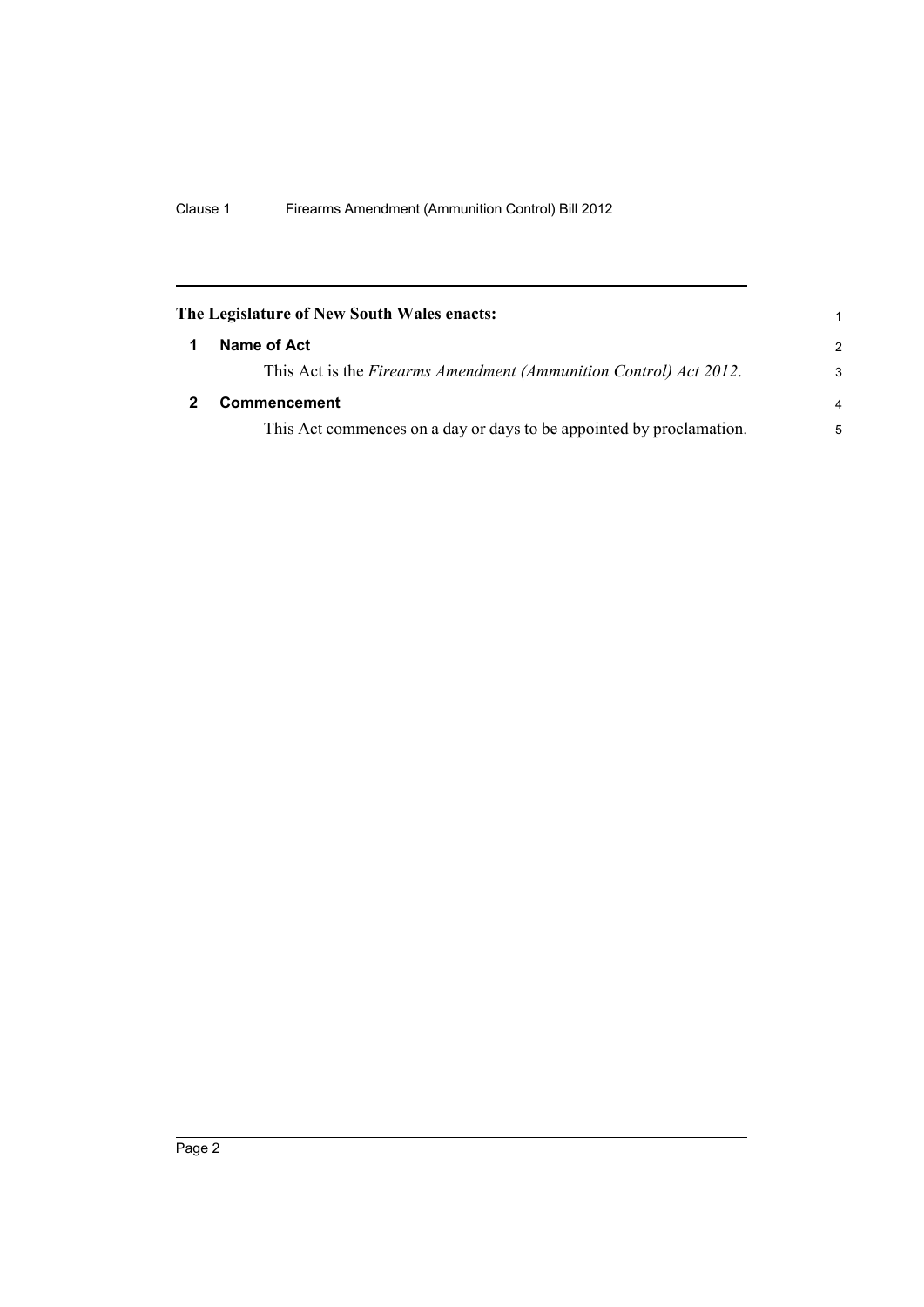**The Legislature of New South Wales enacts:**

## 1 Name of Act

This Act is the *Firearms Amendment (Ammunition Control) Act 2012*.

## 2 Commencement

This Act commences on a day or days to be appointed by proclamation.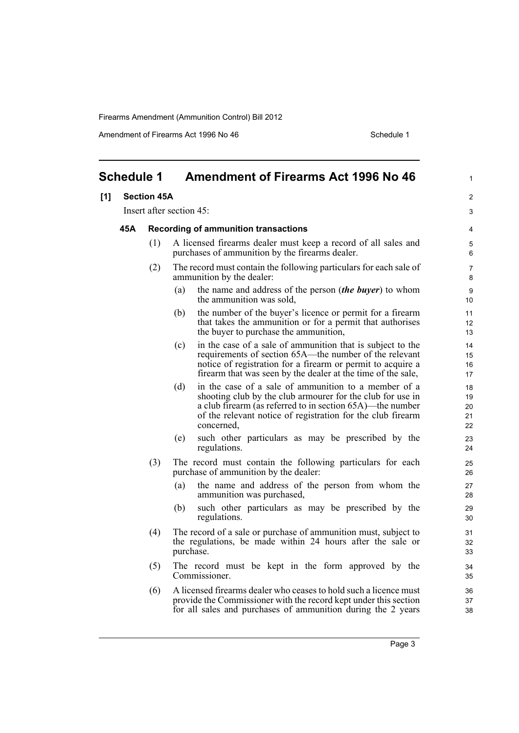## Schedule 1 Amendment of Firearms Act 1996 No 46

**[1] Section 45A**

Insert after section 45:

### 45A Recording of ammunition transactions

(1) A licensed firearms dealer must keep a record of all sales and purchases of ammunition by the firearms dealer.

(2) The record must contain the following particulars for each sale of ammunition by the dealer:

- (a) the name and address of the person (***the buyer***) to whom the ammunition was sold,
- (b) the number of the buyer's licence or permit for a firearm that takes the ammunition or for a permit that authorises the buyer to purchase the ammunition,
- (c) in the case of a sale of ammunition that is subject to the requirements of section 65A—the number of the relevant notice of registration for a firearm or permit to acquire a firearm that was seen by the dealer at the time of the sale,
- (d) in the case of a sale of ammunition to a member of a shooting club by the club armourer for the club for use in a club firearm (as referred to in section 65A)—the number of the relevant notice of registration for the club firearm concerned,
- (e) such other particulars as may be prescribed by the regulations.

(3) The record must contain the following particulars for each purchase of ammunition by the dealer:

- (a) the name and address of the person from whom the ammunition was purchased,
- (b) such other particulars as may be prescribed by the regulations.

(4) The record of a sale or purchase of ammunition must, subject to the regulations, be made within 24 hours after the sale or purchase.

(5) The record must be kept in the form approved by the Commissioner.

(6) A licensed firearms dealer who ceases to hold such a licence must provide the Commissioner with the record kept under this section for all sales and purchases of ammunition during the 2 years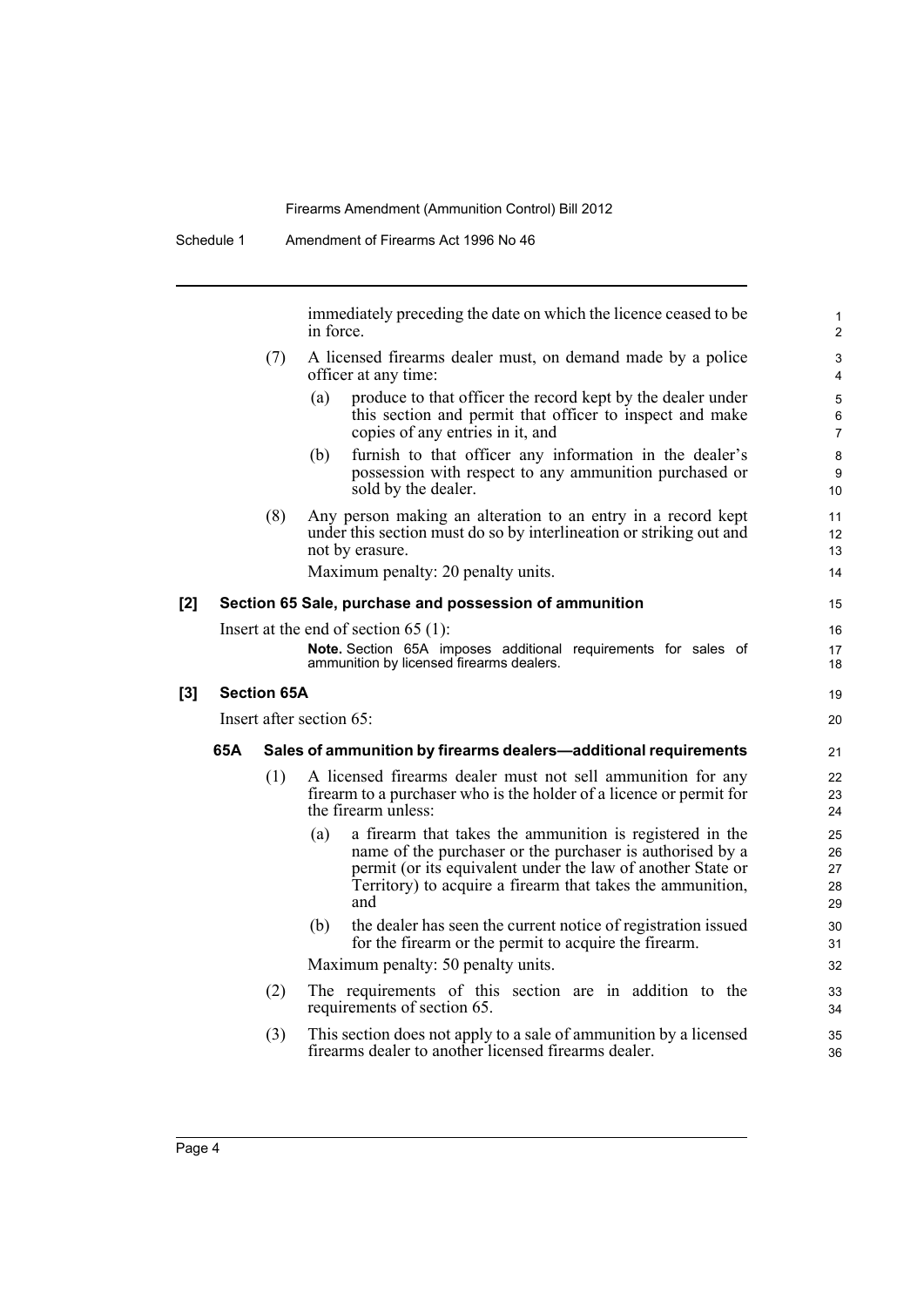immediately preceding the date on which the licence ceased to be in force.

(7) A licensed firearms dealer must, on demand made by a police officer at any time:

(a) produce to that officer the record kept by the dealer under this section and permit that officer to inspect and make copies of any entries in it, and

(b) furnish to that officer any information in the dealer's possession with respect to any ammunition purchased or sold by the dealer.

(8) Any person making an alteration to an entry in a record kept under this section must do so by interlineation or striking out and not by erasure.

Maximum penalty: 20 penalty units.

**[2] Section 65 Sale, purchase and possession of ammunition**

Insert at the end of section 65 (1):

**Note.** Section 65A imposes additional requirements for sales of ammunition by licensed firearms dealers.

**[3] Section 65A**

Insert after section 65:

**65A Sales of ammunition by firearms dealers—additional requirements**

(1) A licensed firearms dealer must not sell ammunition for any firearm to a purchaser who is the holder of a licence or permit for the firearm unless:

(a) a firearm that takes the ammunition is registered in the name of the purchaser or the purchaser is authorised by a permit (or its equivalent under the law of another State or Territory) to acquire a firearm that takes the ammunition, and

(b) the dealer has seen the current notice of registration issued for the firearm or the permit to acquire the firearm.

Maximum penalty: 50 penalty units.

(2) The requirements of this section are in addition to the requirements of section 65.

(3) This section does not apply to a sale of ammunition by a licensed firearms dealer to another licensed firearms dealer.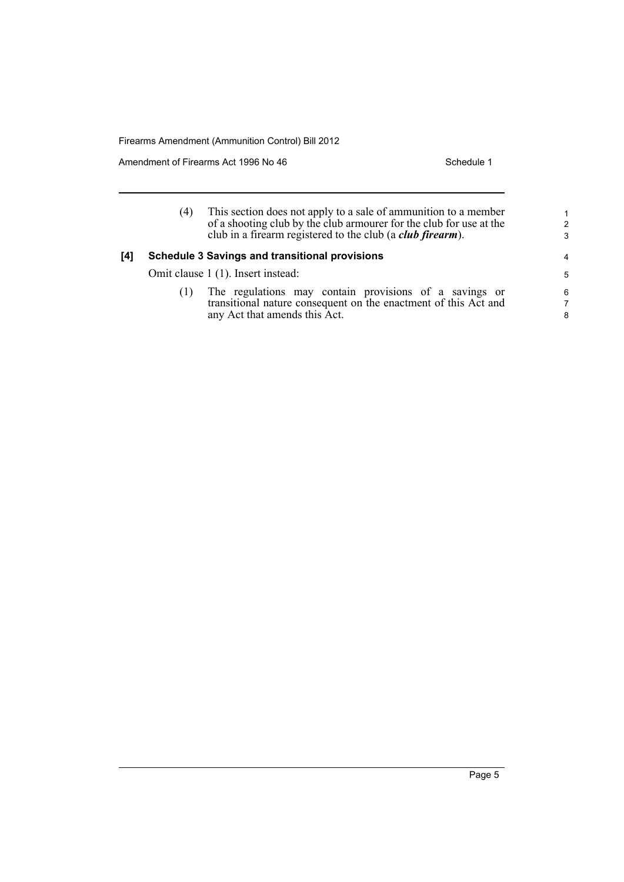(4) This section does not apply to a sale of ammunition to a member of a shooting club by the club armourer for the club for use at the club in a firearm registered to the club (a ***club firearm***).

**[4] Schedule 3 Savings and transitional provisions**

Omit clause 1 (1). Insert instead:

(1) The regulations may contain provisions of a savings or transitional nature consequent on the enactment of this Act and any Act that amends this Act.